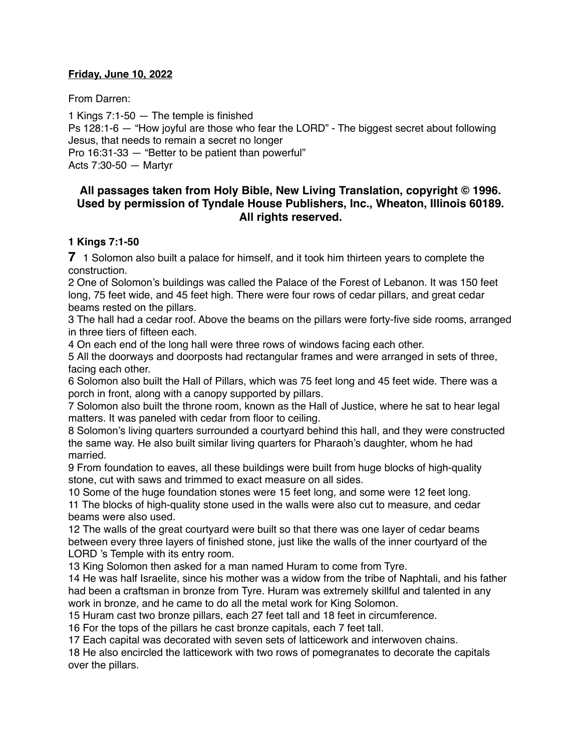**Friday, June 10, 2022**

From Darren:

1 Kings 7:1-50 — The temple is finished
Ps 128:1-6 — "How joyful are those who fear the LORD" - The biggest secret about following Jesus, that needs to remain a secret no longer
Pro 16:31-33 — "Better to be patient than powerful"
Acts 7:30-50 — Martyr

**All passages taken from Holy Bible, New Living Translation, copyright © 1996. Used by permission of Tyndale House Publishers, Inc., Wheaton, Illinois 60189. All rights reserved.**

### 1 Kings 7:1-50

**7** 1 Solomon also built a palace for himself, and it took him thirteen years to complete the construction.
2 One of Solomon's buildings was called the Palace of the Forest of Lebanon. It was 150 feet long, 75 feet wide, and 45 feet high. There were four rows of cedar pillars, and great cedar beams rested on the pillars.
3 The hall had a cedar roof. Above the beams on the pillars were forty-five side rooms, arranged in three tiers of fifteen each.
4 On each end of the long hall were three rows of windows facing each other.
5 All the doorways and doorposts had rectangular frames and were arranged in sets of three, facing each other.
6 Solomon also built the Hall of Pillars, which was 75 feet long and 45 feet wide. There was a porch in front, along with a canopy supported by pillars.
7 Solomon also built the throne room, known as the Hall of Justice, where he sat to hear legal matters. It was paneled with cedar from floor to ceiling.
8 Solomon's living quarters surrounded a courtyard behind this hall, and they were constructed the same way. He also built similar living quarters for Pharaoh's daughter, whom he had married.
9 From foundation to eaves, all these buildings were built from huge blocks of high-quality stone, cut with saws and trimmed to exact measure on all sides.
10 Some of the huge foundation stones were 15 feet long, and some were 12 feet long.
11 The blocks of high-quality stone used in the walls were also cut to measure, and cedar beams were also used.
12 The walls of the great courtyard were built so that there was one layer of cedar beams between every three layers of finished stone, just like the walls of the inner courtyard of the LORD 's Temple with its entry room.
13 King Solomon then asked for a man named Huram to come from Tyre.
14 He was half Israelite, since his mother was a widow from the tribe of Naphtali, and his father had been a craftsman in bronze from Tyre. Huram was extremely skillful and talented in any work in bronze, and he came to do all the metal work for King Solomon.
15 Huram cast two bronze pillars, each 27 feet tall and 18 feet in circumference.
16 For the tops of the pillars he cast bronze capitals, each 7 feet tall.
17 Each capital was decorated with seven sets of latticework and interwoven chains.
18 He also encircled the latticework with two rows of pomegranates to decorate the capitals over the pillars.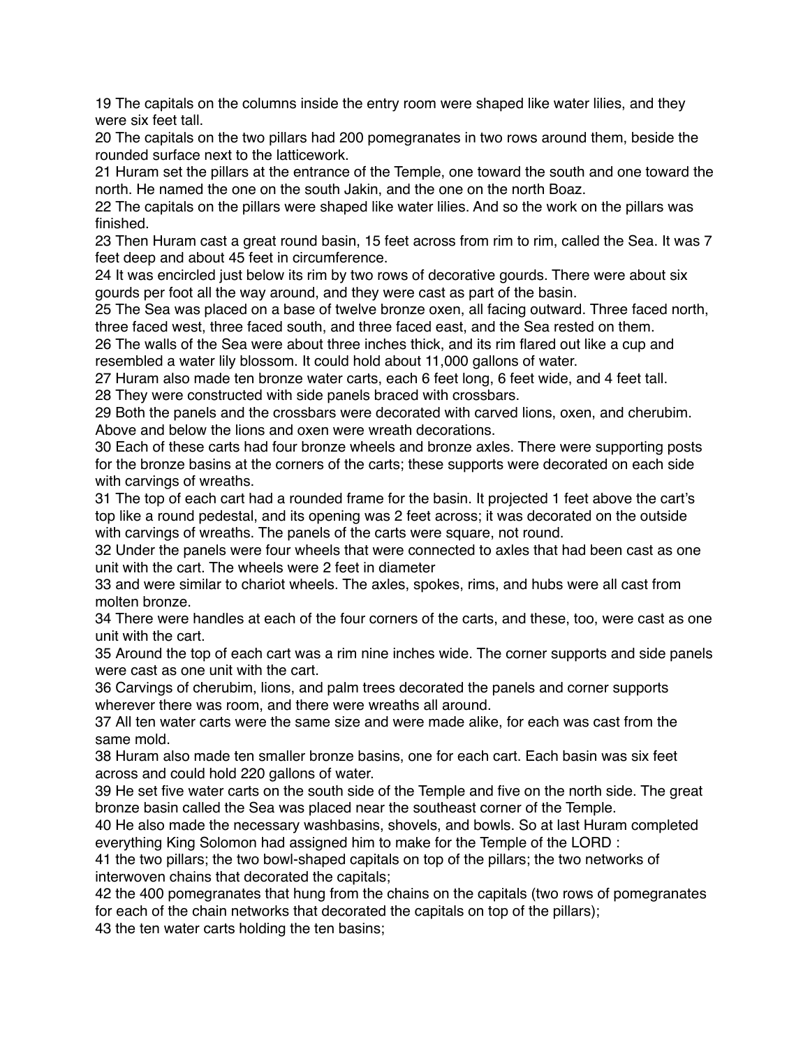19 The capitals on the columns inside the entry room were shaped like water lilies, and they were six feet tall.
20 The capitals on the two pillars had 200 pomegranates in two rows around them, beside the rounded surface next to the latticework.
21 Huram set the pillars at the entrance of the Temple, one toward the south and one toward the north. He named the one on the south Jakin, and the one on the north Boaz.
22 The capitals on the pillars were shaped like water lilies. And so the work on the pillars was finished.
23 Then Huram cast a great round basin, 15 feet across from rim to rim, called the Sea. It was 7 feet deep and about 45 feet in circumference.
24 It was encircled just below its rim by two rows of decorative gourds. There were about six gourds per foot all the way around, and they were cast as part of the basin.
25 The Sea was placed on a base of twelve bronze oxen, all facing outward. Three faced north, three faced west, three faced south, and three faced east, and the Sea rested on them.
26 The walls of the Sea were about three inches thick, and its rim flared out like a cup and resembled a water lily blossom. It could hold about 11,000 gallons of water.
27 Huram also made ten bronze water carts, each 6 feet long, 6 feet wide, and 4 feet tall.
28 They were constructed with side panels braced with crossbars.
29 Both the panels and the crossbars were decorated with carved lions, oxen, and cherubim. Above and below the lions and oxen were wreath decorations.
30 Each of these carts had four bronze wheels and bronze axles. There were supporting posts for the bronze basins at the corners of the carts; these supports were decorated on each side with carvings of wreaths.
31 The top of each cart had a rounded frame for the basin. It projected 1 feet above the cart's top like a round pedestal, and its opening was 2 feet across; it was decorated on the outside with carvings of wreaths. The panels of the carts were square, not round.
32 Under the panels were four wheels that were connected to axles that had been cast as one unit with the cart. The wheels were 2 feet in diameter
33 and were similar to chariot wheels. The axles, spokes, rims, and hubs were all cast from molten bronze.
34 There were handles at each of the four corners of the carts, and these, too, were cast as one unit with the cart.
35 Around the top of each cart was a rim nine inches wide. The corner supports and side panels were cast as one unit with the cart.
36 Carvings of cherubim, lions, and palm trees decorated the panels and corner supports wherever there was room, and there were wreaths all around.
37 All ten water carts were the same size and were made alike, for each was cast from the same mold.
38 Huram also made ten smaller bronze basins, one for each cart. Each basin was six feet across and could hold 220 gallons of water.
39 He set five water carts on the south side of the Temple and five on the north side. The great bronze basin called the Sea was placed near the southeast corner of the Temple.
40 He also made the necessary washbasins, shovels, and bowls. So at last Huram completed everything King Solomon had assigned him to make for the Temple of the LORD :
41 the two pillars; the two bowl-shaped capitals on top of the pillars; the two networks of interwoven chains that decorated the capitals;
42 the 400 pomegranates that hung from the chains on the capitals (two rows of pomegranates for each of the chain networks that decorated the capitals on top of the pillars);
43 the ten water carts holding the ten basins;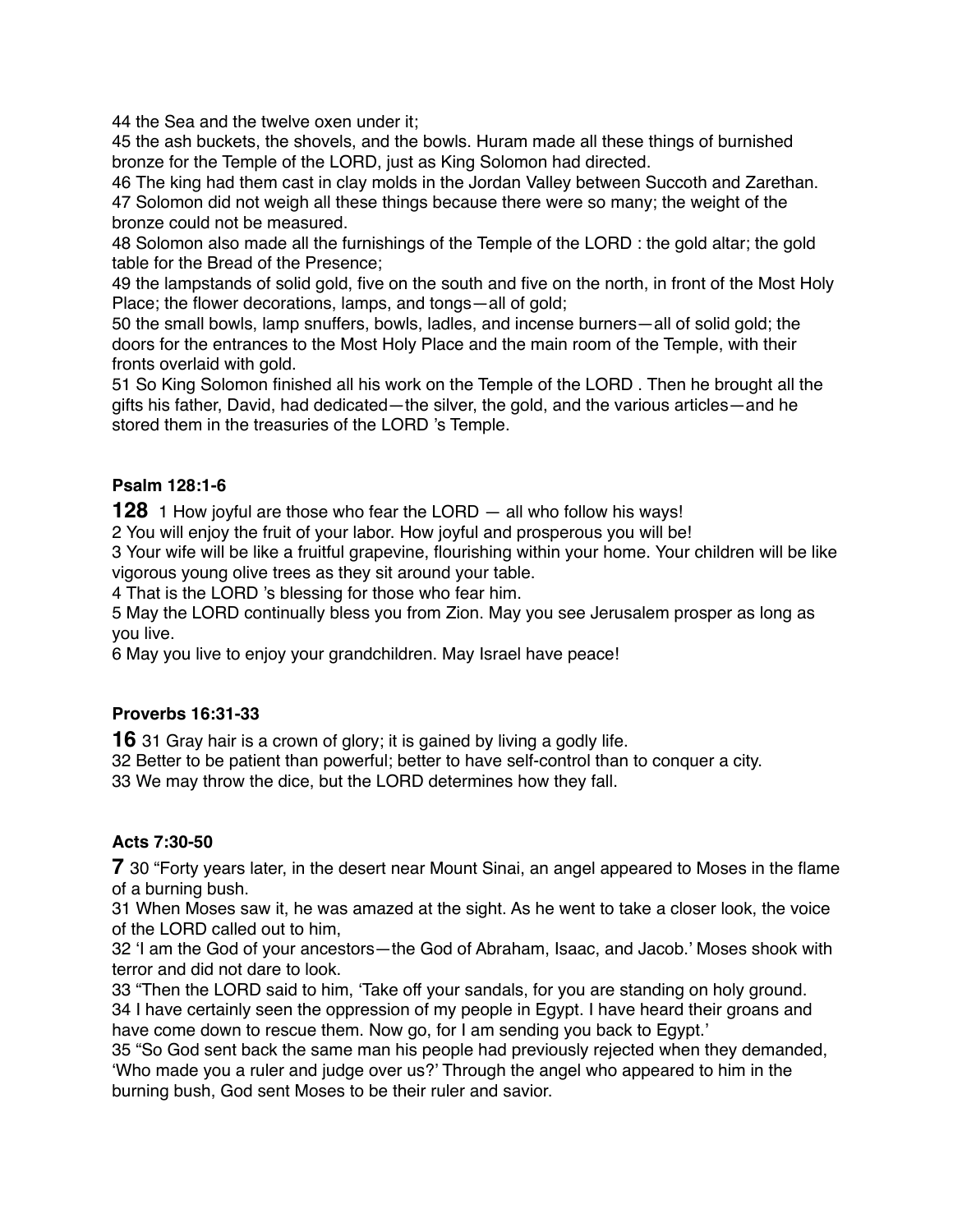44 the Sea and the twelve oxen under it;
45 the ash buckets, the shovels, and the bowls. Huram made all these things of burnished bronze for the Temple of the LORD, just as King Solomon had directed.
46 The king had them cast in clay molds in the Jordan Valley between Succoth and Zarethan.
47 Solomon did not weigh all these things because there were so many; the weight of the bronze could not be measured.
48 Solomon also made all the furnishings of the Temple of the LORD : the gold altar; the gold table for the Bread of the Presence;
49 the lampstands of solid gold, five on the south and five on the north, in front of the Most Holy Place; the flower decorations, lamps, and tongs—all of gold;
50 the small bowls, lamp snuffers, bowls, ladles, and incense burners—all of solid gold; the doors for the entrances to the Most Holy Place and the main room of the Temple, with their fronts overlaid with gold.
51 So King Solomon finished all his work on the Temple of the LORD . Then he brought all the gifts his father, David, had dedicated—the silver, the gold, and the various articles—and he stored them in the treasuries of the LORD 's Temple.

**Psalm 128:1-6**

**128** 1 How joyful are those who fear the LORD — all who follow his ways!
2 You will enjoy the fruit of your labor. How joyful and prosperous you will be!
3 Your wife will be like a fruitful grapevine, flourishing within your home. Your children will be like vigorous young olive trees as they sit around your table.
4 That is the LORD 's blessing for those who fear him.
5 May the LORD continually bless you from Zion. May you see Jerusalem prosper as long as you live.
6 May you live to enjoy your grandchildren. May Israel have peace!

**Proverbs 16:31-33**

**16** 31 Gray hair is a crown of glory; it is gained by living a godly life.
32 Better to be patient than powerful; better to have self-control than to conquer a city.
33 We may throw the dice, but the LORD determines how they fall.

**Acts 7:30-50**

**7** 30 "Forty years later, in the desert near Mount Sinai, an angel appeared to Moses in the flame of a burning bush.
31 When Moses saw it, he was amazed at the sight. As he went to take a closer look, the voice of the LORD called out to him,
32 'I am the God of your ancestors—the God of Abraham, Isaac, and Jacob.' Moses shook with terror and did not dare to look.
33 "Then the LORD said to him, 'Take off your sandals, for you are standing on holy ground.
34 I have certainly seen the oppression of my people in Egypt. I have heard their groans and have come down to rescue them. Now go, for I am sending you back to Egypt.'
35 "So God sent back the same man his people had previously rejected when they demanded, 'Who made you a ruler and judge over us?' Through the angel who appeared to him in the burning bush, God sent Moses to be their ruler and savior.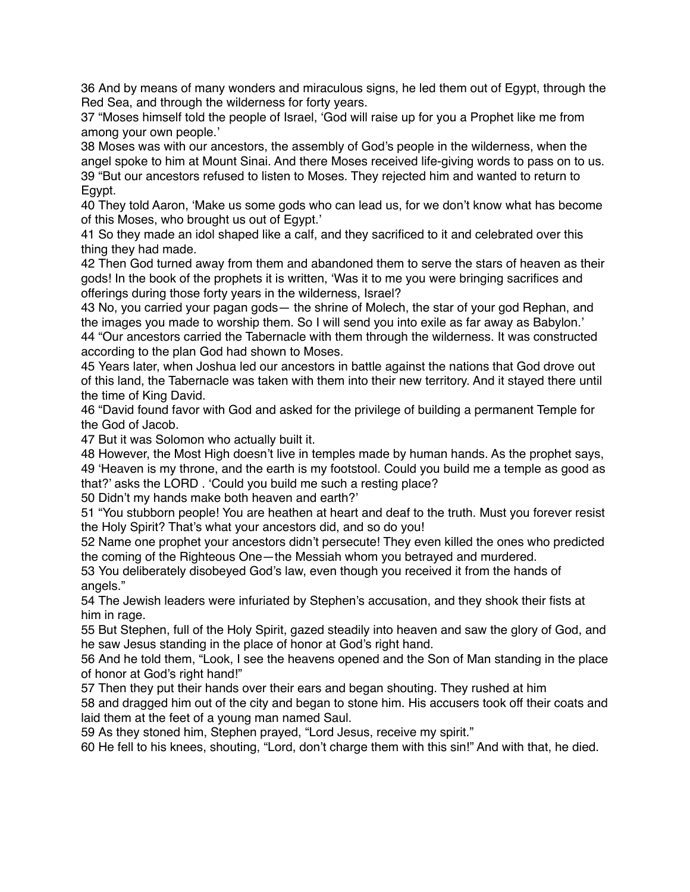36 And by means of many wonders and miraculous signs, he led them out of Egypt, through the Red Sea, and through the wilderness for forty years.
37 “Moses himself told the people of Israel, ‘God will raise up for you a Prophet like me from among your own people.’
38 Moses was with our ancestors, the assembly of God’s people in the wilderness, when the angel spoke to him at Mount Sinai. And there Moses received life-giving words to pass on to us.
39 “But our ancestors refused to listen to Moses. They rejected him and wanted to return to Egypt.
40 They told Aaron, ‘Make us some gods who can lead us, for we don’t know what has become of this Moses, who brought us out of Egypt.’
41 So they made an idol shaped like a calf, and they sacrificed to it and celebrated over this thing they had made.
42 Then God turned away from them and abandoned them to serve the stars of heaven as their gods! In the book of the prophets it is written, ‘Was it to me you were bringing sacrifices and offerings during those forty years in the wilderness, Israel?
43 No, you carried your pagan gods— the shrine of Molech, the star of your god Rephan, and the images you made to worship them. So I will send you into exile as far away as Babylon.’
44 “Our ancestors carried the Tabernacle with them through the wilderness. It was constructed according to the plan God had shown to Moses.
45 Years later, when Joshua led our ancestors in battle against the nations that God drove out of this land, the Tabernacle was taken with them into their new territory. And it stayed there until the time of King David.
46 “David found favor with God and asked for the privilege of building a permanent Temple for the God of Jacob.
47 But it was Solomon who actually built it.
48 However, the Most High doesn’t live in temples made by human hands. As the prophet says,
49 ‘Heaven is my throne, and the earth is my footstool. Could you build me a temple as good as that?’ asks the LORD . ‘Could you build me such a resting place?
50 Didn’t my hands make both heaven and earth?’
51 “You stubborn people! You are heathen at heart and deaf to the truth. Must you forever resist the Holy Spirit? That’s what your ancestors did, and so do you!
52 Name one prophet your ancestors didn’t persecute! They even killed the ones who predicted the coming of the Righteous One—the Messiah whom you betrayed and murdered.
53 You deliberately disobeyed God’s law, even though you received it from the hands of angels.”
54 The Jewish leaders were infuriated by Stephen’s accusation, and they shook their fists at him in rage.
55 But Stephen, full of the Holy Spirit, gazed steadily into heaven and saw the glory of God, and he saw Jesus standing in the place of honor at God’s right hand.
56 And he told them, “Look, I see the heavens opened and the Son of Man standing in the place of honor at God’s right hand!”
57 Then they put their hands over their ears and began shouting. They rushed at him
58 and dragged him out of the city and began to stone him. His accusers took off their coats and laid them at the feet of a young man named Saul.
59 As they stoned him, Stephen prayed, “Lord Jesus, receive my spirit.”
60 He fell to his knees, shouting, “Lord, don’t charge them with this sin!” And with that, he died.